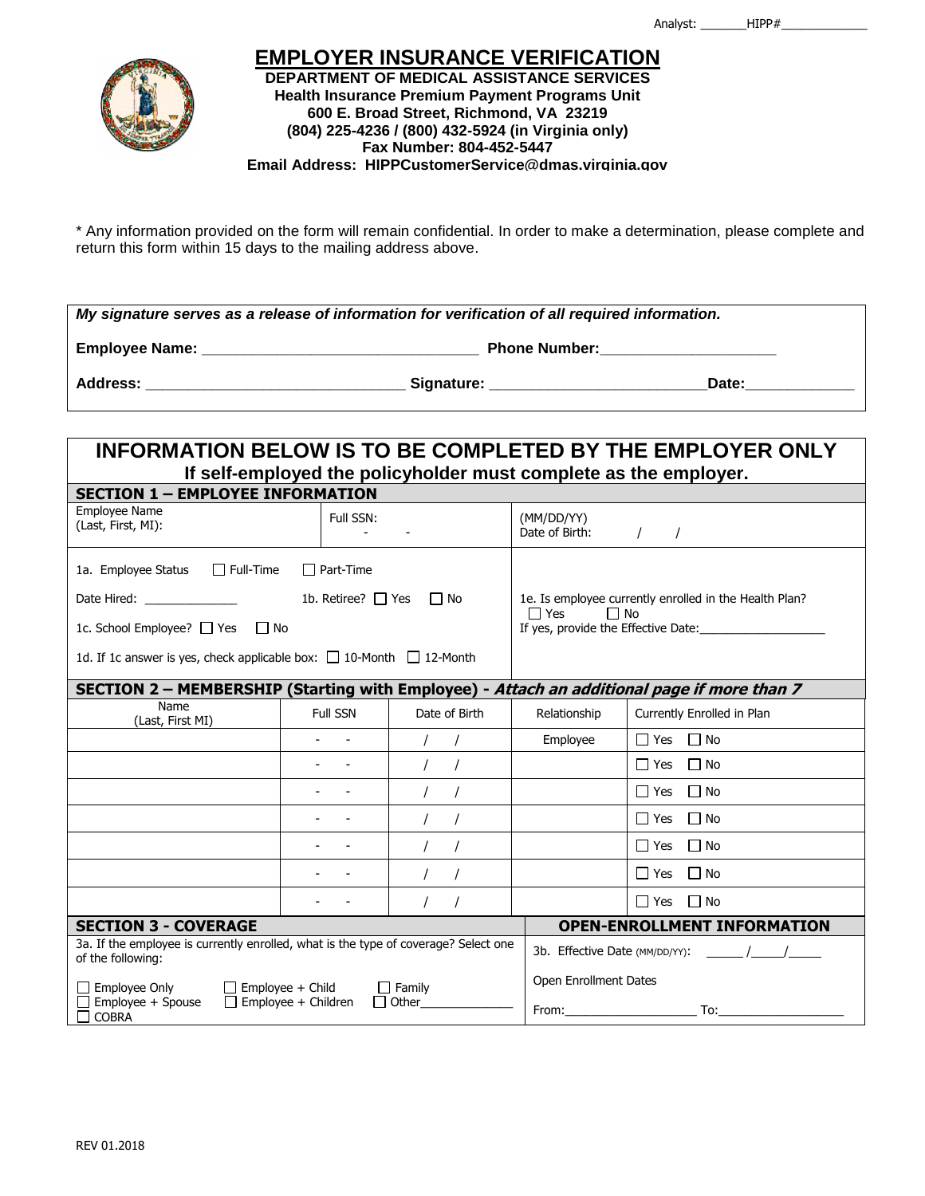Analyst: _______HIPP#_____________

# EMPLOYER INSURANCE VERIFICATION

**DEPARTMENT OF MEDICAL ASSISTANCE SERVICES**
**Health Insurance Premium Payment Programs Unit**
**600 E. Broad Street, Richmond, VA 23219**
**(804) 225-4236 / (800) 432-5924 (in Virginia only)**
**Fax Number: 804-452-5447**
**Email Address: HIPPCustomerService@dmas.virginia.gov**

\* Any information provided on the form will remain confidential. In order to make a determination, please complete and return this form within 15 days to the mailing address above.

***My signature serves as a release of information for verification of all required information.***

**Employee Name:** _________________________________ **Phone Number:**_____________________

**Address:** _______________________________ **Signature:** __________________________**Date:**_____________

## INFORMATION BELOW IS TO BE COMPLETED BY THE EMPLOYER ONLY

**If self-employed the policyholder must complete as the employer.**

### SECTION 1 – EMPLOYEE INFORMATION

| Employee Name (Last, First, MI): | Full SSN: - - | (MM/DD/YY) Date of Birth: / / |
|---|---|---|

1a. Employee Status ☐ Full-Time ☐ Part-Time

Date Hired: _____________ 1b. Retiree? ☐ Yes ☐ No

1c. School Employee? ☐ Yes ☐ No

1d. If 1c answer is yes, check applicable box: ☐ 10-Month ☐ 12-Month

1e. Is employee currently enrolled in the Health Plan? ☐ Yes ☐ No
If yes, provide the Effective Date:___________________

### SECTION 2 – MEMBERSHIP (Starting with Employee) - *Attach an additional page if more than 7*

| Name (Last, First MI) | Full SSN | Date of Birth | Relationship | Currently Enrolled in Plan |
|---|---|---|---|---|
| | - - | / / | Employee | ☐ Yes ☐ No |
| | - - | / / | | ☐ Yes ☐ No |
| | - - | / / | | ☐ Yes ☐ No |
| | - - | / / | | ☐ Yes ☐ No |
| | - - | / / | | ☐ Yes ☐ No |
| | - - | / / | | ☐ Yes ☐ No |
| | - - | / / | | ☐ Yes ☐ No |

### SECTION 3 - COVERAGE

3a. If the employee is currently enrolled, what is the type of coverage? Select one of the following:

☐ Employee Only ☐ Employee + Child ☐ Family
☐ Employee + Spouse ☐ Employee + Children ☐ Other_____________
☐ COBRA

### OPEN-ENROLLMENT INFORMATION

3b. Effective Date (MM/DD/YY): ______ /_____/_____

Open Enrollment Dates

From:___________________ To:__________________

REV 01.2018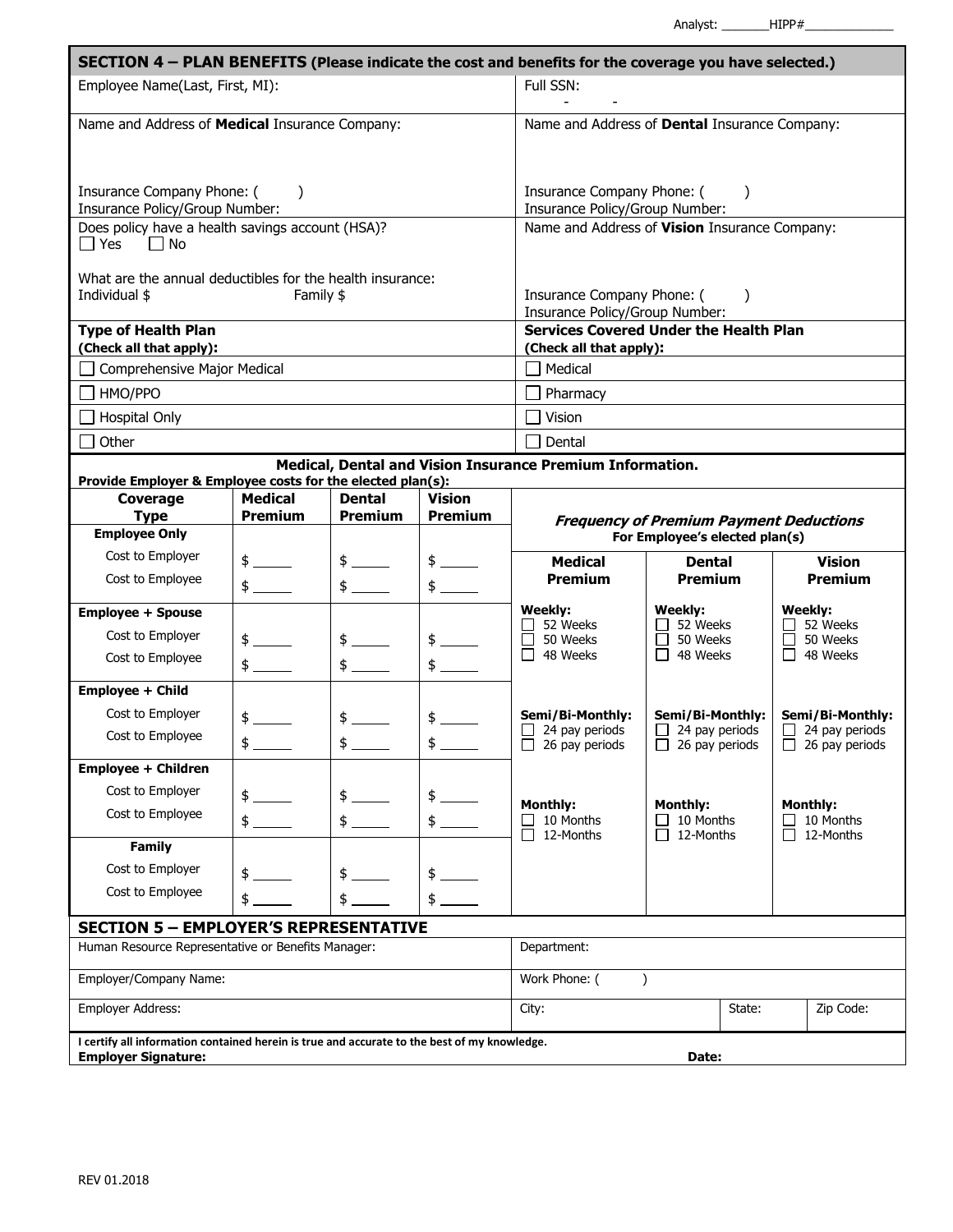Analyst: _______HIPP#_____________

## SECTION 4 – PLAN BENEFITS (Please indicate the cost and benefits for the coverage you have selected.)

| | |
|---|---|
| Employee Name(Last, First, MI): | Full SSN: - - |
| Name and Address of **Medical** Insurance Company:<br><br>Insurance Company Phone: ( )<br>Insurance Policy/Group Number: | Name and Address of **Dental** Insurance Company:<br><br>Insurance Company Phone: ( )<br>Insurance Policy/Group Number: |
| Does policy have a health savings account (HSA)?<br>☐ Yes ☐ No<br><br>What are the annual deductibles for the health insurance:<br>Individual $ Family $ | Name and Address of **Vision** Insurance Company:<br><br>Insurance Company Phone: ( )<br>Insurance Policy/Group Number: |
| **Type of Health Plan (Check all that apply):** | **Services Covered Under the Health Plan (Check all that apply):** |
| ☐ Comprehensive Major Medical | ☐ Medical |
| ☐ HMO/PPO | ☐ Pharmacy |
| ☐ Hospital Only | ☐ Vision |
| ☐ Other | ☐ Dental |

**Medical, Dental and Vision Insurance Premium Information.**

**Provide Employer & Employee costs for the elected plan(s):**

| Coverage Type | Medical Premium | Dental Premium | Vision Premium |
|---|---|---|---|
| **Employee Only** | | | |
| Cost to Employer | $ _____ | $ _____ | $ _____ |
| Cost to Employee | $ _____ | $ _____ | $ _____ |
| **Employee + Spouse** | | | |
| Cost to Employer | $ _____ | $ _____ | $ _____ |
| Cost to Employee | $ _____ | $ _____ | $ _____ |
| **Employee + Child** | | | |
| Cost to Employer | $ _____ | $ _____ | $ _____ |
| Cost to Employee | $ _____ | $ _____ | $ _____ |
| **Employee + Children** | | | |
| Cost to Employer | $ _____ | $ _____ | $ _____ |
| Cost to Employee | $ _____ | $ _____ | $ _____ |
| **Family** | | | |
| Cost to Employer | $ _____ | $ _____ | $ _____ |
| Cost to Employee | $ _____ | $ _____ | $ _____ |

***Frequency of Premium Payment Deductions***
**For Employee's elected plan(s)**

| Medical Premium | Dental Premium | Vision Premium |
|---|---|---|
| **Weekly:**<br>☐ 52 Weeks<br>☐ 50 Weeks<br>☐ 48 Weeks | **Weekly:**<br>☐ 52 Weeks<br>☐ 50 Weeks<br>☐ 48 Weeks | **Weekly:**<br>☐ 52 Weeks<br>☐ 50 Weeks<br>☐ 48 Weeks |
| **Semi/Bi-Monthly:**<br>☐ 24 pay periods<br>☐ 26 pay periods | **Semi/Bi-Monthly:**<br>☐ 24 pay periods<br>☐ 26 pay periods | **Semi/Bi-Monthly:**<br>☐ 24 pay periods<br>☐ 26 pay periods |
| **Monthly:**<br>☐ 10 Months<br>☐ 12-Months | **Monthly:**<br>☐ 10 Months<br>☐ 12-Months | **Monthly:**<br>☐ 10 Months<br>☐ 12-Months |

## SECTION 5 – EMPLOYER'S REPRESENTATIVE

| | | | |
|---|---|---|---|
| Human Resource Representative or Benefits Manager: | Department: | | |
| Employer/Company Name: | Work Phone: ( ) | | |
| Employer Address: | City: | State: | Zip Code: |

**I certify all information contained herein is true and accurate to the best of my knowledge.**

**Employer Signature:** **Date:**

REV 01.2018